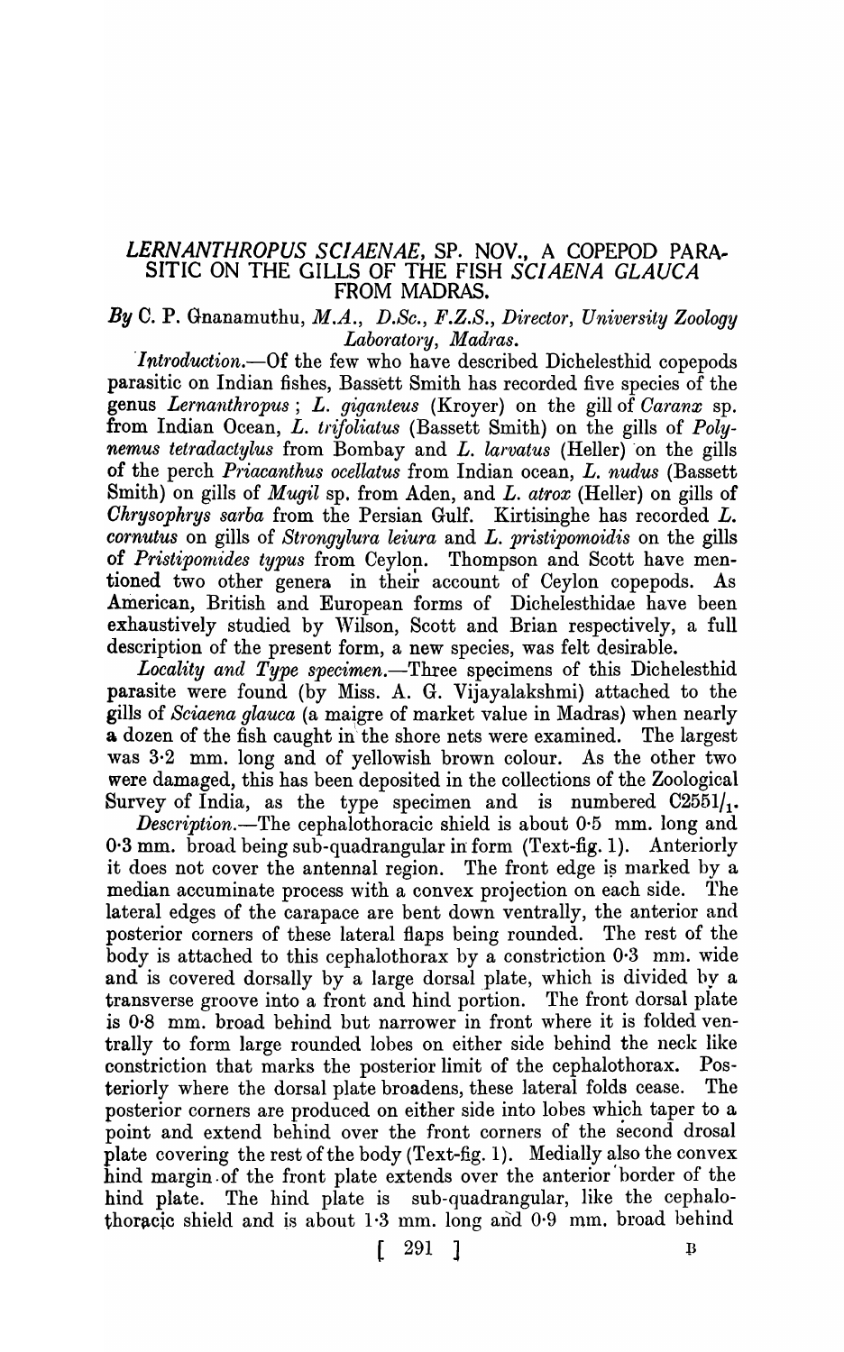# *LERNANTHROPUS SCIAENAE*, SP. NOV., A COPEPOD PARASITIC ON THE GILLS OF THE FISH *SCIAENA GLAUCA* FROM MADRAS.

*By* C. P. Gnanamuthu, *M.A., D.Sc., F.Z.S., Director, University Zoology Laboratory, Madras.*

*Introduction.*—Of the few who have described Dichelesthid copepods parasitic on Indian fishes, Bassett Smith has recorded five species of the genus *Lernanthropus*; *L. giganteus* (Kroyer) on the gill of *Caranx* sp. from Indian Ocean, *L. trifoliatus* (Bassett Smith) on the gills of *Polynemus tetradactylus* from Bombay and *L. larvatus* (Heller) on the gills of the perch *Priacanthus ocellatus* from Indian ocean, *L. nudus* (Bassett Smith) on gills of *Mugil* sp. from Aden, and *L. atrox* (Heller) on gills of *Chrysophrys sarba* from the Persian Gulf. Kirtisinghe has recorded *L. cornutus* on gills of *Strongylura leiura* and *L. pristipomoidis* on the gills of *Pristipomides typus* from Ceylon. Thompson and Scott have mentioned two other genera in their account of Ceylon copepods. As American, British and European forms of Dichelesthidae have been exhaustively studied by Wilson, Scott and Brian respectively, a full description of the present form, a new species, was felt desirable.

*Locality and Type specimen.*—Three specimens of this Dichelesthid parasite were found (by Miss. A. G. Vijayalakshmi) attached to the gills of *Sciaena glauca* (a maigre of market value in Madras) when nearly a dozen of the fish caught in the shore nets were examined. The largest was 3·2 mm. long and of yellowish brown colour. As the other two were damaged, this has been deposited in the collections of the Zoological Survey of India, as the type specimen and is numbered $C2551/_1$.

*Description.*—The cephalothoracic shield is about 0·5 mm. long and 0·3 mm. broad being sub-quadrangular in form (Text-fig. 1). Anteriorly it does not cover the antennal region. The front edge is marked by a median accuminate process with a convex projection on each side. The lateral edges of the carapace are bent down ventrally, the anterior and posterior corners of these lateral flaps being rounded. The rest of the body is attached to this cephalothorax by a constriction 0·3 mm. wide and is covered dorsally by a large dorsal plate, which is divided by a transverse groove into a front and hind portion. The front dorsal plate is 0·8 mm. broad behind but narrower in front where it is folded ventrally to form large rounded lobes on either side behind the neck like constriction that marks the posterior limit of the cephalothorax. Posteriorly where the dorsal plate broadens, these lateral folds cease. The posterior corners are produced on either side into lobes which taper to a point and extend behind over the front corners of the second drosal plate covering the rest of the body (Text-fig. 1). Medially also the convex hind margin of the front plate extends over the anterior border of the hind plate. The hind plate is sub-quadrangular, like the cephalothoracic shield and is about 1·3 mm. long and 0·9 mm. broad behind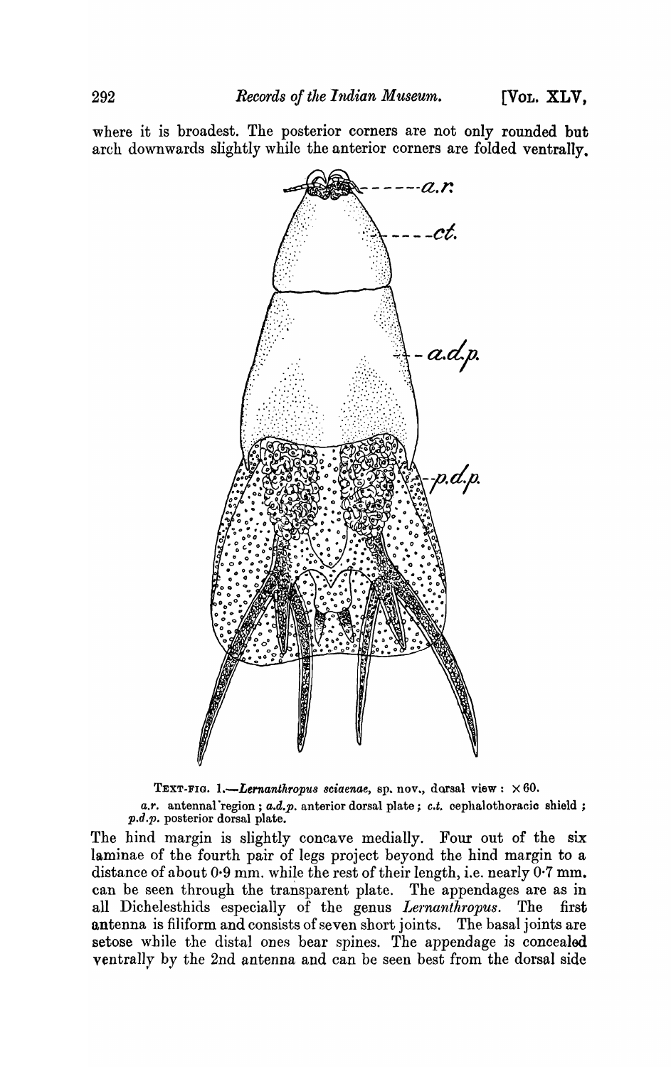where it is broadest. The posterior corners are not only rounded but arch downwards slightly while the anterior corners are folded ventrally.

TEXT-FIG. 1.—*Lernanthropus sciaenae*, sp. nov., dorsal view : × 60.
*a.r.* antennal region ; *a.d.p.* anterior dorsal plate ; *c.t.* cephalothoracic shield ; *p.d.p.* posterior dorsal plate.

The hind margin is slightly concave medially. Four out of the six laminae of the fourth pair of legs project beyond the hind margin to a distance of about 0·9 mm. while the rest of their length, i.e. nearly 0·7 mm. can be seen through the transparent plate. The appendages are as in all Dichelesthids especially of the genus *Lernanthropus*. The first antenna is filiform and consists of seven short joints. The basal joints are setose while the distal ones bear spines. The appendage is concealed ventrally by the 2nd antenna and can be seen best from the dorsal side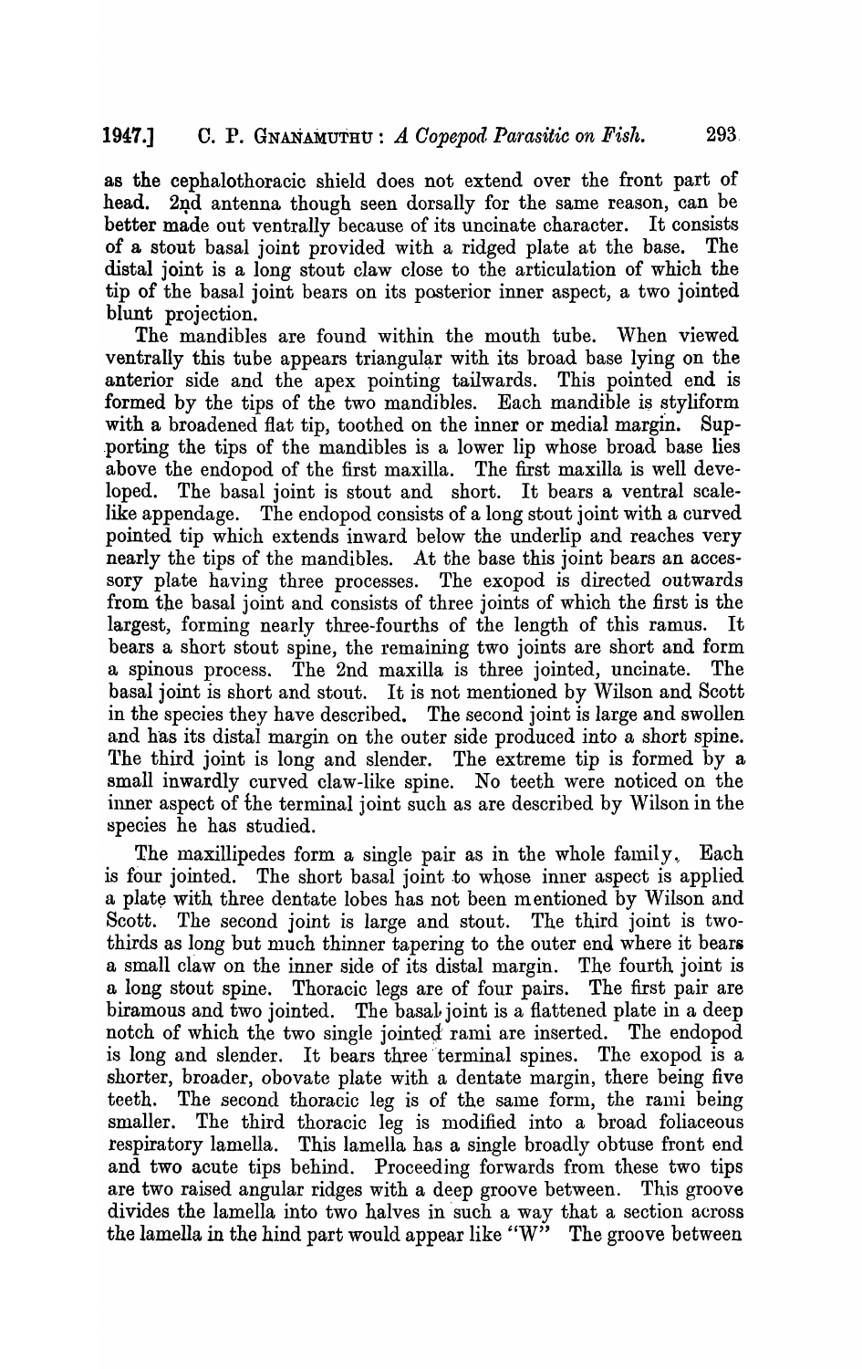as the cephalothoracic shield does not extend over the front part of head. 2nd antenna though seen dorsally for the same reason, can be better made out ventrally because of its uncinate character. It consists of a stout basal joint provided with a ridged plate at the base. The distal joint is a long stout claw close to the articulation of which the tip of the basal joint bears on its posterior inner aspect, a two jointed blunt projection.

The mandibles are found within the mouth tube. When viewed ventrally this tube appears triangular with its broad base lying on the anterior side and the apex pointing tailwards. This pointed end is formed by the tips of the two mandibles. Each mandible is styliform with a broadened flat tip, toothed on the inner or medial margin. Supporting the tips of the mandibles is a lower lip whose broad base lies above the endopod of the first maxilla. The first maxilla is well developed. The basal joint is stout and short. It bears a ventral scale-like appendage. The endopod consists of a long stout joint with a curved pointed tip which extends inward below the underlip and reaches very nearly the tips of the mandibles. At the base this joint bears an accessory plate having three processes. The exopod is directed outwards from the basal joint and consists of three joints of which the first is the largest, forming nearly three-fourths of the length of this ramus. It bears a short stout spine, the remaining two joints are short and form a spinous process. The 2nd maxilla is three jointed, uncinate. The basal joint is short and stout. It is not mentioned by Wilson and Scott in the species they have described. The second joint is large and swollen and has its distal margin on the outer side produced into a short spine. The third joint is long and slender. The extreme tip is formed by a small inwardly curved claw-like spine. No teeth were noticed on the inner aspect of the terminal joint such as are described by Wilson in the species he has studied.

The maxillipedes form a single pair as in the whole family. Each is four jointed. The short basal joint to whose inner aspect is applied a plate with three dentate lobes has not been mentioned by Wilson and Scott. The second joint is large and stout. The third joint is two-thirds as long but much thinner tapering to the outer end where it bears a small claw on the inner side of its distal margin. The fourth joint is a long stout spine. Thoracic legs are of four pairs. The first pair are biramous and two jointed. The basal joint is a flattened plate in a deep notch of which the two single jointed rami are inserted. The endopod is long and slender. It bears three terminal spines. The exopod is a shorter, broader, obovate plate with a dentate margin, there being five teeth. The second thoracic leg is of the same form, the rami being smaller. The third thoracic leg is modified into a broad foliaceous respiratory lamella. This lamella has a single broadly obtuse front end and two acute tips behind. Proceeding forwards from these two tips are two raised angular ridges with a deep groove between. This groove divides the lamella into two halves in such a way that a section across the lamella in the hind part would appear like "W" The groove between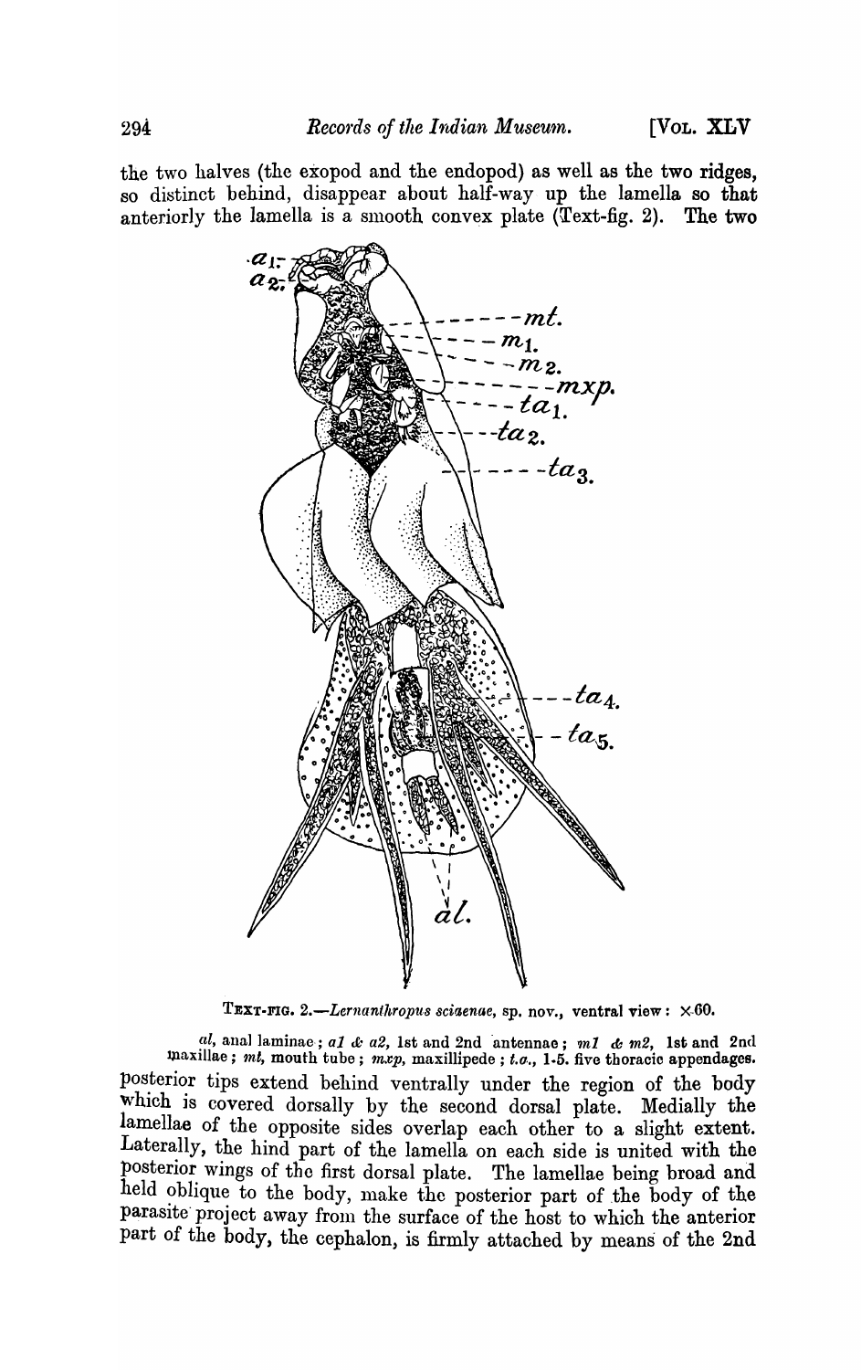the two halves (the exopod and the endopod) as well as the two ridges, so distinct behind, disappear about half-way up the lamella so that anteriorly the lamella is a smooth convex plate (Text-fig. 2). The two

TEXT-FIG. 2.—*Lernanthropus sciaenae*, sp. nov., ventral view: ×60.

*al*, anal laminae; *a1* & *a2*, 1st and 2nd antennae; *m1* & *m2*, 1st and 2nd maxillae; *mt*, mouth tube; *mxp*, maxillipede; *t.a.*, 1-5. five thoracic appendages.

posterior tips extend behind ventrally under the region of the body which is covered dorsally by the second dorsal plate. Medially the lamellae of the opposite sides overlap each other to a slight extent. Laterally, the hind part of the lamella on each side is united with the posterior wings of the first dorsal plate. The lamellae being broad and held oblique to the body, make the posterior part of the body of the parasite project away from the surface of the host to which the anterior part of the body, the cephalon, is firmly attached by means of the 2nd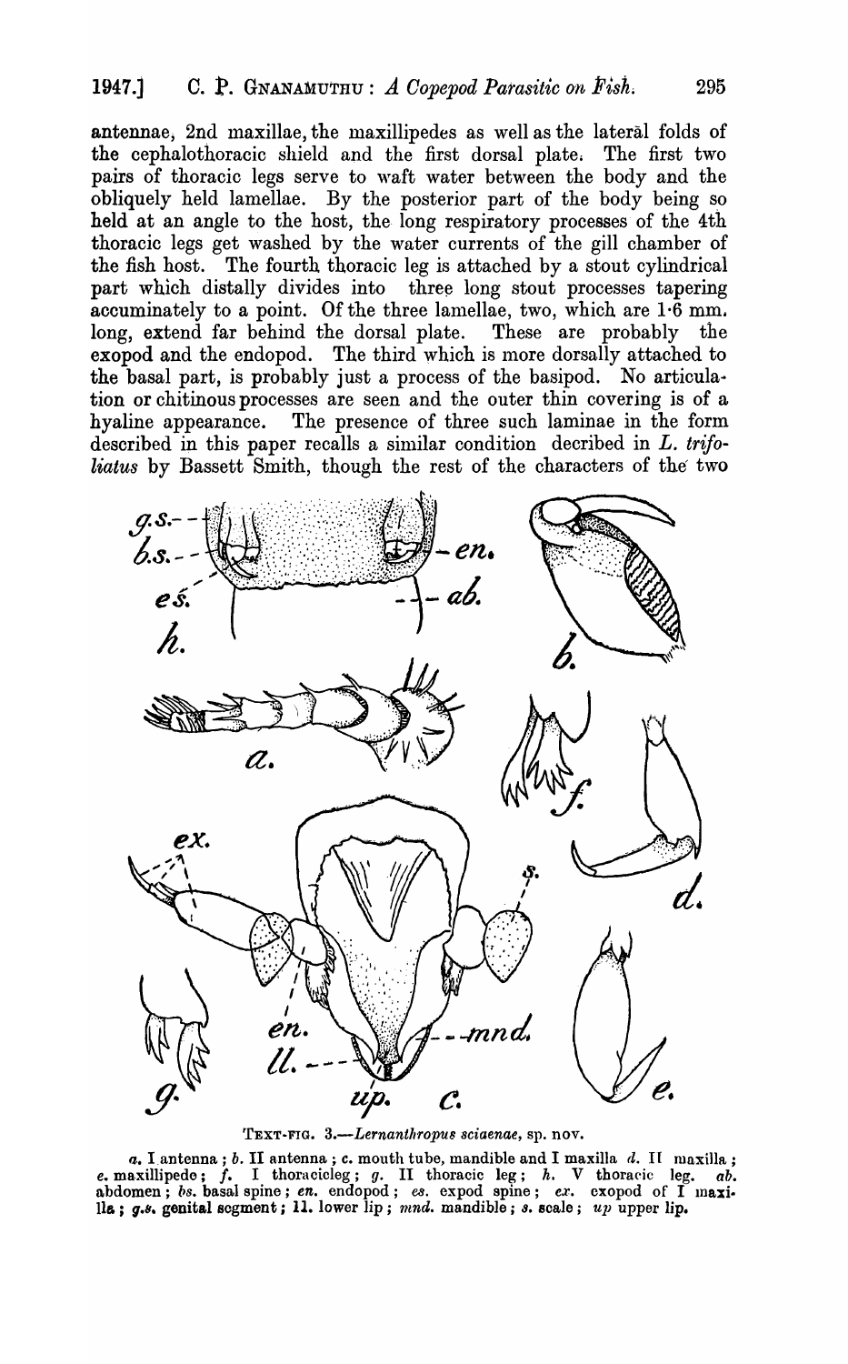antennae, 2nd maxillae, the maxillipedes as well as the lateral folds of the cephalothoracic shield and the first dorsal plate. The first two pairs of thoracic legs serve to waft water between the body and the obliquely held lamellae. By the posterior part of the body being so held at an angle to the host, the long respiratory processes of the 4th thoracic legs get washed by the water currents of the gill chamber of the fish host. The fourth thoracic leg is attached by a stout cylindrical part which distally divides into three long stout processes tapering accuminately to a point. Of the three lamellae, two, which are 1·6 mm. long, extend far behind the dorsal plate. These are probably the exopod and the endopod. The third which is more dorsally attached to the basal part, is probably just a process of the basipod. No articulation or chitinous processes are seen and the outer thin covering is of a hyaline appearance. The presence of three such laminae in the form described in this paper recalls a similar condition decribed in *L. trifoliatus* by Bassett Smith, though the rest of the characters of the two

TEXT-FIG. 3.—*Lernanthropus sciaenae*, sp. nov.

*a.* I antenna ; *b.* II antenna ; *c.* mouth tube, mandible and I maxilla *d.* II maxilla ; *e.* maxillipede ; *f.* I thoracicleg ; *g.* II thoracic leg ; *h.* V thoracic leg. *ab.* abdomen ; *bs.* basal spine ; *en.* endopod ; *es.* expod spine ; *ex.* exopod of I maxilla ; *g.s.* genital segment ; *ll.* lower lip ; *mnd.* mandible ; *s.* scale ; *up* upper lip.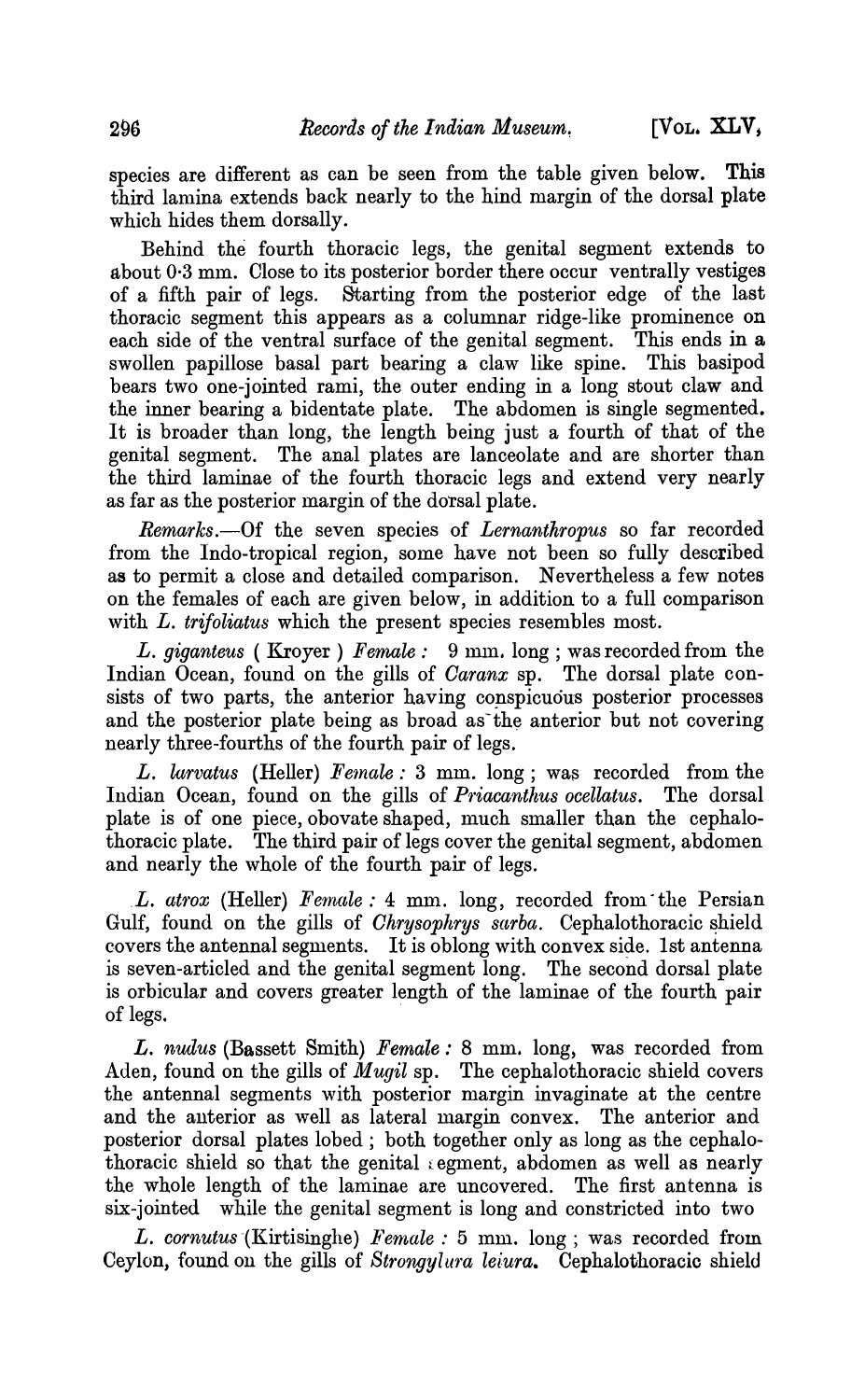species are different as can be seen from the table given below. This third lamina extends back nearly to the hind margin of the dorsal plate which hides them dorsally.

Behind the fourth thoracic legs, the genital segment extends to about 0·3 mm. Close to its posterior border there occur ventrally vestiges of a fifth pair of legs. Starting from the posterior edge of the last thoracic segment this appears as a columnar ridge-like prominence on each side of the ventral surface of the genital segment. This ends in a swollen papillose basal part bearing a claw like spine. This basipod bears two one-jointed rami, the outer ending in a long stout claw and the inner bearing a bidentate plate. The abdomen is single segmented. It is broader than long, the length being just a fourth of that of the genital segment. The anal plates are lanceolate and are shorter than the third laminae of the fourth thoracic legs and extend very nearly as far as the posterior margin of the dorsal plate.

*Remarks.*—Of the seven species of *Lernanthropus* so far recorded from the Indo-tropical region, some have not been so fully described as to permit a close and detailed comparison. Nevertheless a few notes on the females of each are given below, in addition to a full comparison with *L. trifoliatus* which the present species resembles most.

*L. giganteus* ( Kroyer ) *Female :* 9 mm. long ; was recorded from the Indian Ocean, found on the gills of *Caranx* sp. The dorsal plate consists of two parts, the anterior having conspicuous posterior processes and the posterior plate being as broad as the anterior but not covering nearly three-fourths of the fourth pair of legs.

*L. larvatus* (Heller) *Female :* 3 mm. long ; was recorded from the Indian Ocean, found on the gills of *Priacanthus ocellatus*. The dorsal plate is of one piece, obovate shaped, much smaller than the cephalothoracic plate. The third pair of legs cover the genital segment, abdomen and nearly the whole of the fourth pair of legs.

*L. atrox* (Heller) *Female :* 4 mm. long, recorded from the Persian Gulf, found on the gills of *Chrysophrys sarba*. Cephalothoracic shield covers the antennal segments. It is oblong with convex side. 1st antenna is seven-articled and the genital segment long. The second dorsal plate is orbicular and covers greater length of the laminae of the fourth pair of legs.

*L. nudus* (Bassett Smith) *Female :* 8 mm. long, was recorded from Aden, found on the gills of *Mugil* sp. The cephalothoracic shield covers the antennal segments with posterior margin invaginate at the centre and the anterior as well as lateral margin convex. The anterior and posterior dorsal plates lobed ; both together only as long as the cephalothoracic shield so that the genital segment, abdomen as well as nearly the whole length of the laminae are uncovered. The first antenna is six-jointed while the genital segment is long and constricted into two

*L. cornutus* (Kirtisinghe) *Female :* 5 mm. long ; was recorded from Ceylon, found on the gills of *Strongylura leiura*. Cephalothoracic shield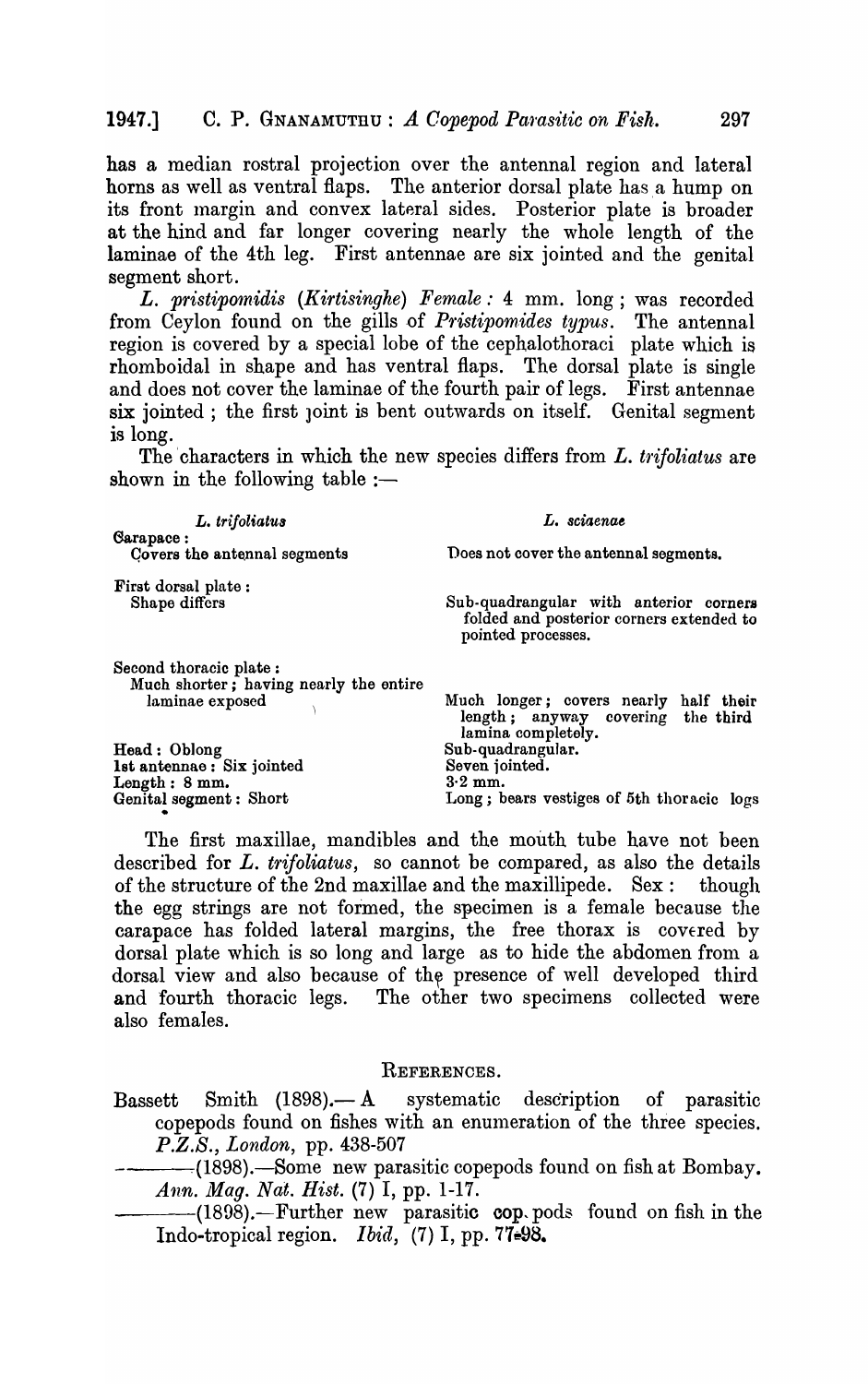has a median rostral projection over the antennal region and lateral horns as well as ventral flaps. The anterior dorsal plate has a hump on its front margin and convex lateral sides. Posterior plate is broader at the hind and far longer covering nearly the whole length of the laminae of the 4th leg. First antennae are six jointed and the genital segment short.

*L. pristipomidis* (*Kirtisinghe*) *Female:* 4 mm. long; was recorded from Ceylon found on the gills of *Pristipomides typus*. The antennal region is covered by a special lobe of the cephalothoraci plate which is rhomboidal in shape and has ventral flaps. The dorsal plate is single and does not cover the laminae of the fourth pair of legs. First antennae six jointed; the first joint is bent outwards on itself. Genital segment is long.

The characters in which the new species differs from *L. trifoliatus* are shown in the following table :—

| *L. trifoliatus* | *L. sciaenae* |
|---|---|
| Carapace : Covers the antennal segments | Does not cover the antennal segments. |
| First dorsal plate : Shape differs | Sub-quadrangular with anterior corners folded and posterior corners extended to pointed processes. |
| Second thoracic plate : Much shorter; having nearly the entire laminae exposed | Much longer; covers nearly half their length; anyway covering the third lamina completely. |
| Head : Oblong | Sub-quadrangular. |
| 1st antennae : Six jointed | Seven jointed. |
| Length : 8 mm. | 3·2 mm. |
| Genital segment : Short | Long; bears vestiges of 5th thoracic legs |

The first maxillae, mandibles and the mouth tube have not been described for *L. trifoliatus*, so cannot be compared, as also the details of the structure of the 2nd maxillae and the maxillipede. Sex : though the egg strings are not formed, the specimen is a female because the carapace has folded lateral margins, the free thorax is covered by dorsal plate which is so long and large as to hide the abdomen from a dorsal view and also because of the presence of well developed third and fourth thoracic legs. The other two specimens collected were also females.

## REFERENCES.

Bassett Smith (1898).— A systematic description of parasitic copepods found on fishes with an enumeration of the three species. *P.Z.S., London*, pp. 438-507

———(1898).—Some new parasitic copepods found on fish at Bombay. *Ann. Mag. Nat. Hist.* (7) I, pp. 1-17.

———(1898).—Further new parasitic cop. pods found on fish in the Indo-tropical region. *Ibid*, (7) I, pp. 77-98.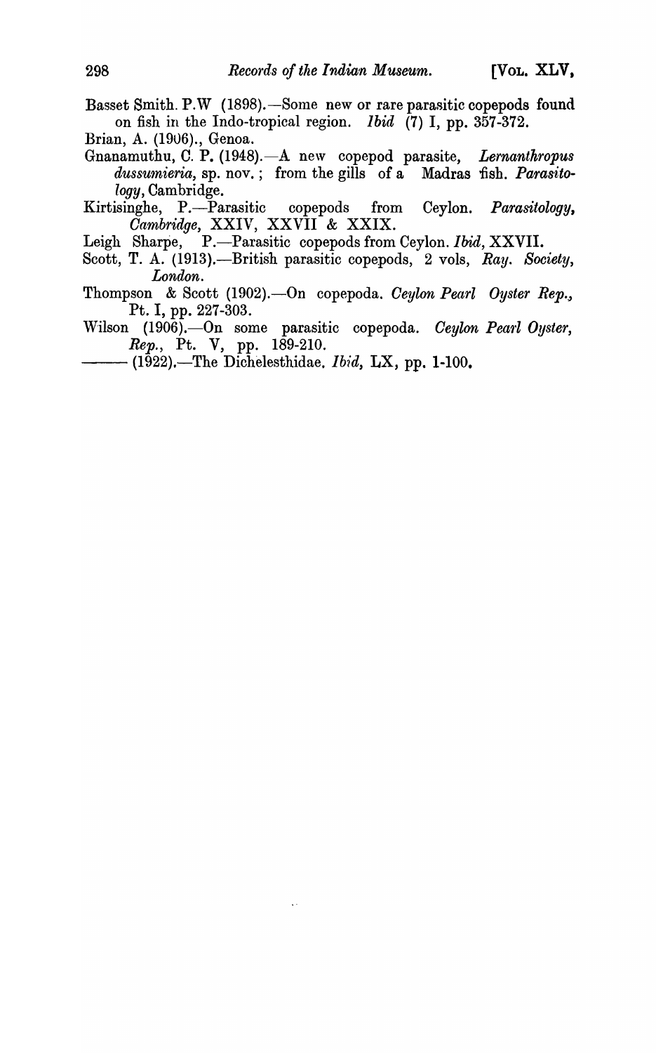Basset Smith. P.W (1898).—Some new or rare parasitic copepods found on fish in the Indo-tropical region. *Ibid* (7) I, pp. 357-372.

Brian, A. (1906)., Genoa.

Gnanamuthu, C. P. (1948).—A new copepod parasite, *Lernanthropus dussumieria*, sp. nov.; from the gills of a Madras fish. *Parasitology*, Cambridge.

Kirtisinghe, P.—Parasitic copepods from Ceylon. *Parasitology, Cambridge*, XXIV, XXVII & XXIX.

Leigh Sharpe, P.—Parasitic copepods from Ceylon. *Ibid*, XXVII.

Scott, T. A. (1913).—British parasitic copepods, 2 vols, *Ray. Society, London*.

Thompson & Scott (1902).—On copepoda. *Ceylon Pearl Oyster Rep.*, Pt. I, pp. 227-303.

Wilson (1906).—On some parasitic copepoda. *Ceylon Pearl Oyster, Rep.*, Pt. V, pp. 189-210.

——— (1922).—The Dichelesthidae. *Ibid*, LX, pp. 1-100.